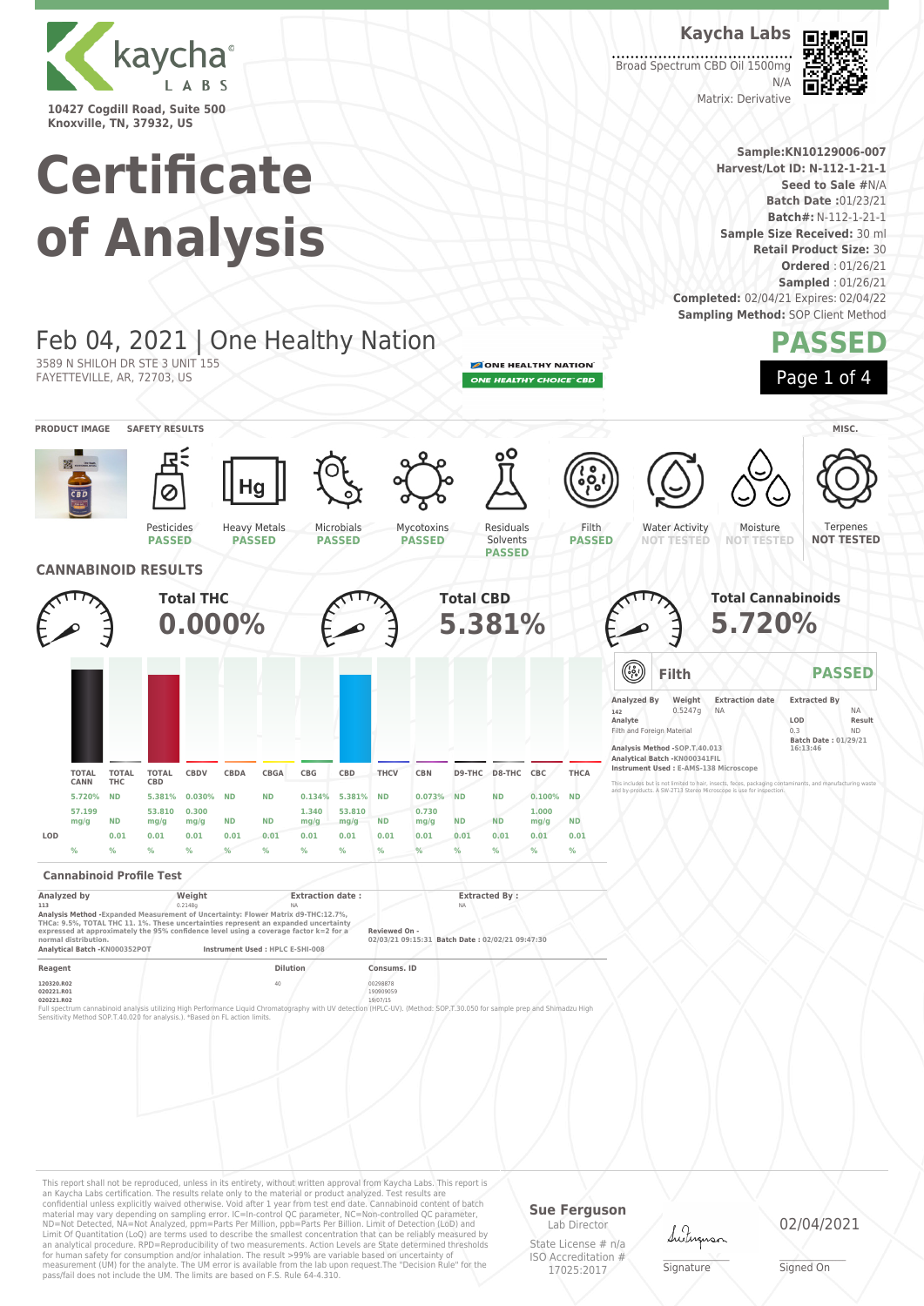kaycha LABS

10427 Cogdill Road, Suite 500
Knoxville, TN, 37932, US

**Kaycha Labs**

Broad Spectrum CBD Oil 1500mg
N/A
Matrix: Derivative

# Certificate of Analysis

**Sample:** KN10129006-007
**Harvest/Lot ID:** N-112-1-21-1
**Seed to Sale #** N/A
**Batch Date :** 01/23/21
**Batch#:** N-112-1-21-1
**Sample Size Received:** 30 ml
**Retail Product Size:** 30
**Ordered :** 01/26/21
**Sampled :** 01/26/21
**Completed:** 02/04/21 Expires: 02/04/22
**Sampling Method:** SOP Client Method

## Feb 04, 2021 | One Healthy Nation

3589 N SHILOH DR STE 3 UNIT 155
FAYETTEVILLE, AR, 72703, US

ONE HEALTHY NATION
ONE HEALTHY CHOICE CBD

**PASSED**

**PRODUCT IMAGE** | **SAFETY RESULTS** | **MISC.**

| Pesticides | Heavy Metals | Microbials | Mycotoxins | Residuals Solvents | Filth | Water Activity | Moisture | Terpenes |
|---|---|---|---|---|---|---|---|---|
| PASSED | PASSED | PASSED | PASSED | PASSED | PASSED | NOT TESTED | NOT TESTED | NOT TESTED |

## CANNABINOID RESULTS

**Total THC** 0.000%

**Total CBD** 5.381%

**Total Cannabinoids** 5.720%

| | TOTAL CANN | TOTAL THC | TOTAL CBD | CBDV | CBDA | CBGA | CBG | CBD | THCV | CBN | D9-THC | D8-THC | CBC | THCA |
|---|---|---|---|---|---|---|---|---|---|---|---|---|---|---|
| % | 5.720% | ND | 5.381% | 0.030% | ND | ND | 0.134% | 5.381% | ND | 0.073% | ND | ND | 0.100% | ND |
| mg/g | 57.199 | ND | 53.810 | 0.300 | ND | ND | 1.340 | 53.810 | ND | 0.730 | ND | ND | 1.000 | ND |
| LOD | | 0.01 | 0.01 | 0.01 | 0.01 | 0.01 | 0.01 | 0.01 | 0.01 | 0.01 | 0.01 | 0.01 | 0.01 | 0.01 |
| | % | % | % | % | % | % | % | % | % | % | % | % | % | % |

### Cannabinoid Profile Test

| Analyzed by | Weight | Extraction date : | Extracted By : |
|---|---|---|---|
| 113 | 0.2148g | NA | NA |

Analysis Method -Expanded Measurement of Uncertainty: Flower Matrix d9-THC:12.7%, THCa: 9.5%, TOTAL THC 11. 1%. These uncertainties represent an expanded uncertainty expressed at approximately the 95% confidence level using a coverage factor k=2 for a normal distribution.

Reviewed On - 02/03/21 09:15:31 Batch Date : 02/02/21 09:47:30

Analytical Batch -KN000352POT Instrument Used : HPLC E-SHI-008

| Reagent | Dilution | Consums. ID |
|---|---|---|
| 120320.R02 | 40 | 00298878 |
| 020221.R01 | | 190909059 |
| 020221.R02 | | 19/07/15 |

Full spectrum cannabinoid analysis utilizing High Performance Liquid Chromatography with UV detection (HPLC-UV). (Method: SOP.T.30.050 for sample prep and Shimadzu High Sensitivity Method SOP.T.40.020 for analysis.). *Based on FL action limits.

### Filth — PASSED

| Analyzed By | Weight | Extraction date | Extracted By |
|---|---|---|---|
| 142 | 0.5247g | NA | NA |

| Analyte | LOD | Result |
|---|---|---|
| Filth and Foreign Material | 0.3 | ND |

Batch Date : 01/29/21 16:13:46

Analysis Method -SOP.T.40.013
Analytical Batch -KN000341FIL
Instrument Used : E-AMS-138 Microscope

This includes but is not limited to hair, insects, feces, packaging contaminants, and manufacturing waste and by-products. A SW-2T13 Stereo Microscope is use for inspection.

This report shall not be reproduced, in its entirety, without written approval from Kaycha Labs. This report is an Kaycha Labs certification. The results relate only to the material or product analyzed. Test results are confidential unless explicitly waived otherwise. Void after 1 year from test end date. Cannabinoid content of batch material may vary depending on sampling error. IC=In-control QC parameter, NC=Non-controlled QC parameter, ND=Not Detected, NA=Not Analyzed, ppm=Parts Per Million, ppb=Parts Per Billion. Limit of Detection (LoD) and Limit Of Quantitation (LoQ) are terms used to describe the smallest concentration that can be reliably measured by an analytical procedure. RPD=Reproducibility of two measurements. Action Levels are State determined thresholds for human safety for consumption and/or inhalation. The result >99% are variable based on uncertainty of measurement (UM) for the analyte. The UM error is available from the lab upon request.The "Decision Rule" for the pass/fail does not include the UM. The limits are based on F.S. Rule 64-4.310.

**Sue Ferguson**
Lab Director
State License # n/a
ISO Accreditation # 17025:2017

Signature

02/04/2021
Signed On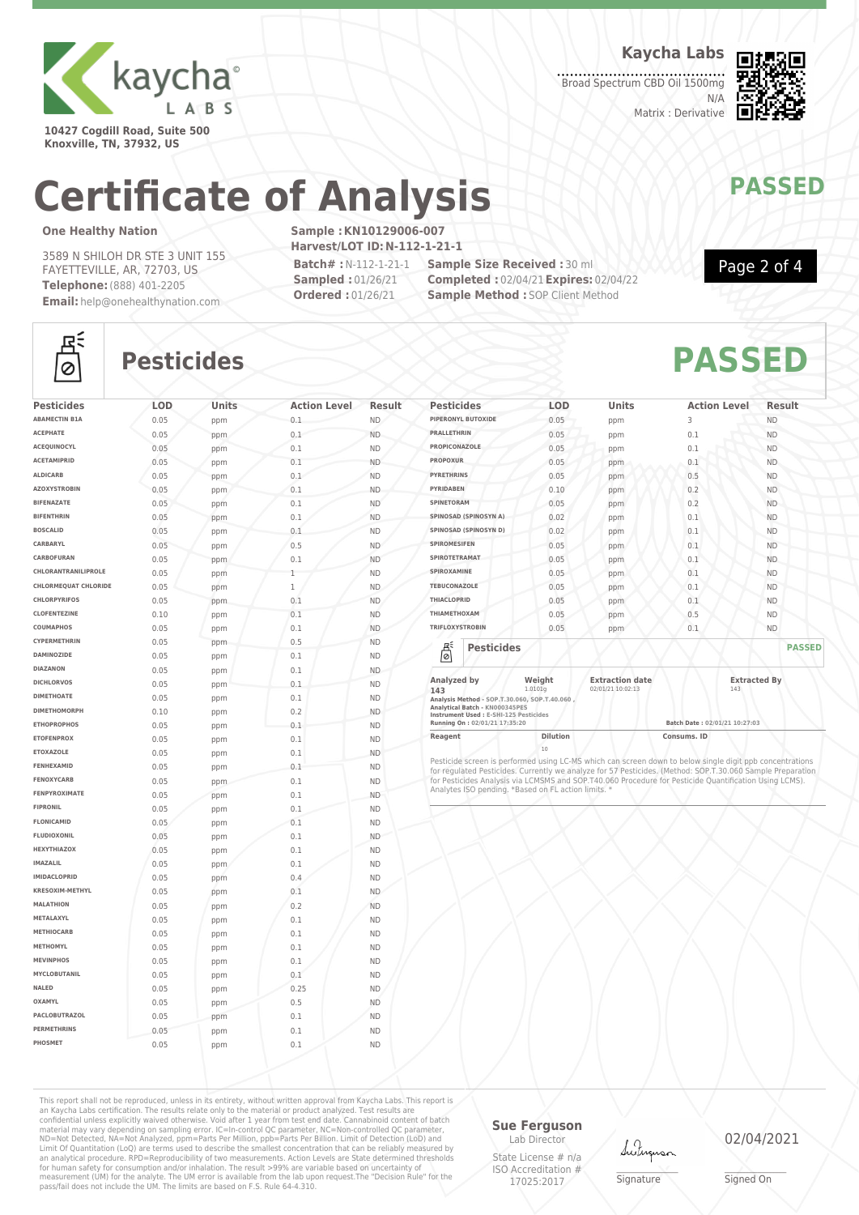**Kaycha Labs**

Broad Spectrum CBD Oil 1500mg
N/A
Matrix : Derivative

10427 Cogdill Road, Suite 500
Knoxville, TN, 37932, US

# Certificate of Analysis

**PASSED**

**One Healthy Nation**

3589 N SHILOH DR STE 3 UNIT 155
FAYETTEVILLE, AR, 72703, US
**Telephone:** (888) 401-2205
**Email:** help@onehealthynation.com

**Sample : KN10129006-007**
**Harvest/LOT ID: N-112-1-21-1**
**Batch# :** N-112-1-21-1
**Sampled :** 01/26/21
**Ordered :** 01/26/21
**Sample Size Received :** 30 ml
**Completed :** 02/04/21 **Expires:** 02/04/22
**Sample Method :** SOP Client Method

## Pesticides

**PASSED**

| Pesticides | LOD | Units | Action Level | Result |
|---|---|---|---|---|
| ABAMECTIN B1A | 0.05 | ppm | 0.1 | ND |
| ACEPHATE | 0.05 | ppm | 0.1 | ND |
| ACEQUINOCYL | 0.05 | ppm | 0.1 | ND |
| ACETAMIPRID | 0.05 | ppm | 0.1 | ND |
| ALDICARB | 0.05 | ppm | 0.1 | ND |
| AZOXYSTROBIN | 0.05 | ppm | 0.1 | ND |
| BIFENAZATE | 0.05 | ppm | 0.1 | ND |
| BIFENTHRIN | 0.05 | ppm | 0.1 | ND |
| BOSCALID | 0.05 | ppm | 0.1 | ND |
| CARBARYL | 0.05 | ppm | 0.5 | ND |
| CARBOFURAN | 0.05 | ppm | 0.1 | ND |
| CHLORANTRANILIPROLE | 0.05 | ppm | 1 | ND |
| CHLORMEQUAT CHLORIDE | 0.05 | ppm | 1 | ND |
| CHLORPYRIFOS | 0.05 | ppm | 0.1 | ND |
| CLOFENTEZINE | 0.10 | ppm | 0.1 | ND |
| COUMAPHOS | 0.05 | ppm | 0.1 | ND |
| CYPERMETHRIN | 0.05 | ppm | 0.5 | ND |
| DAMINOZIDE | 0.05 | ppm | 0.1 | ND |
| DIAZANON | 0.05 | ppm | 0.1 | ND |
| DICHLORVOS | 0.05 | ppm | 0.1 | ND |
| DIMETHOATE | 0.05 | ppm | 0.1 | ND |
| DIMETHOMORPH | 0.10 | ppm | 0.2 | ND |
| ETHOPROPHOS | 0.05 | ppm | 0.1 | ND |
| ETOFENPROX | 0.05 | ppm | 0.1 | ND |
| ETOXAZOLE | 0.05 | ppm | 0.1 | ND |
| FENHEXAMID | 0.05 | ppm | 0.1 | ND |
| FENOXYCARB | 0.05 | ppm | 0.1 | ND |
| FENPYROXIMATE | 0.05 | ppm | 0.1 | ND |
| FIPRONIL | 0.05 | ppm | 0.1 | ND |
| FLONICAMID | 0.05 | ppm | 0.1 | ND |
| FLUDIOXONIL | 0.05 | ppm | 0.1 | ND |
| HEXYTHIAZOX | 0.05 | ppm | 0.1 | ND |
| IMAZALIL | 0.05 | ppm | 0.1 | ND |
| IMIDACLOPRID | 0.05 | ppm | 0.4 | ND |
| KRESOXIM-METHYL | 0.05 | ppm | 0.1 | ND |
| MALATHION | 0.05 | ppm | 0.2 | ND |
| METALAXYL | 0.05 | ppm | 0.1 | ND |
| METHIOCARB | 0.05 | ppm | 0.1 | ND |
| METHOMYL | 0.05 | ppm | 0.1 | ND |
| MEVINPHOS | 0.05 | ppm | 0.1 | ND |
| MYCLOBUTANIL | 0.05 | ppm | 0.1 | ND |
| NALED | 0.05 | ppm | 0.25 | ND |
| OXAMYL | 0.05 | ppm | 0.5 | ND |
| PACLOBUTRAZOL | 0.05 | ppm | 0.1 | ND |
| PERMETHRINS | 0.05 | ppm | 0.1 | ND |
| PHOSMET | 0.05 | ppm | 0.1 | ND |
| PIPERONYL BUTOXIDE | 0.05 | ppm | 3 | ND |
| PRALLETHRIN | 0.05 | ppm | 0.1 | ND |
| PROPICONAZOLE | 0.05 | ppm | 0.1 | ND |
| PROPOXUR | 0.05 | ppm | 0.1 | ND |
| PYRETHRINS | 0.05 | ppm | 0.5 | ND |
| PYRIDABEN | 0.10 | ppm | 0.2 | ND |
| SPINETORAM | 0.05 | ppm | 0.2 | ND |
| SPINOSAD (SPINOSYN A) | 0.02 | ppm | 0.1 | ND |
| SPINOSAD (SPINOSYN D) | 0.02 | ppm | 0.1 | ND |
| SPIROMESIFEN | 0.05 | ppm | 0.1 | ND |
| SPIROTETRAMAT | 0.05 | ppm | 0.1 | ND |
| SPIROXAMINE | 0.05 | ppm | 0.1 | ND |
| TEBUCONAZOLE | 0.05 | ppm | 0.1 | ND |
| THIACLOPRID | 0.05 | ppm | 0.1 | ND |
| THIAMETHOXAM | 0.05 | ppm | 0.5 | ND |
| TRIFLOXYSTROBIN | 0.05 | ppm | 0.1 | ND |

**Pesticides** — **PASSED**

| Analyzed by | Weight | Extraction date | Extracted By |
|---|---|---|---|
| 143 | 1.0101g | 02/01/21 10:02:13 | 143 |

Analysis Method - SOP.T.30.060, SOP.T.40.060 ,
Analytical Batch - KN000345PES
Instrument Used : E-SHI-125 Pesticides
Running On : 02/01/21 17:35:20
Batch Date : 02/01/21 10:27:03

| Reagent | Dilution | Consums. ID |
|---|---|---|
| | 10 | |

Pesticide screen is performed using LC-MS which can screen down to below single digit ppb concentrations for regulated Pesticides. Currently we analyze for 57 Pesticides. (Method: SOP.T.30.060 Sample Preparation for Pesticides Analysis via LCMSMS and SOP.T40.060 Procedure for Pesticide Quantification Using LCMS). Analytes ISO pending. *Based on FL action limits. *

This report shall not be reproduced, unless in its entirety, without written approval from Kaycha Labs. This report is an Kaycha Labs certification. The results relate only to the material or product analyzed. Test results are confidential unless explicitly waived otherwise. Void after 1 year from test end date. Cannabinoid content of batch material may vary depending on sampling error. IC=In-control QC parameter, NC=Non-controlled QC parameter, ND=Not Detected, NA=Not Analyzed, ppm=Parts Per Million, ppb=Parts Per Billion. Limit of Detection (LoD) and Limit Of Quantitation (LoQ) are terms used to describe the smallest concentration that can be reliably measured by an analytical procedure. RPD=Reproducibility of two measurements. Action Levels are State determined thresholds for human safety for consumption and/or inhalation. The result >99% are variable based on uncertainty of measurement (UM) for the analyte. The UM error is available from the lab upon request.The "Decision Rule" for the pass/fail does not include the UM. The limits are based on F.S. Rule 64-4.310.

**Sue Ferguson**
Lab Director
State License # n/a
ISO Accreditation # 17025:2017

Signature

02/04/2021
Signed On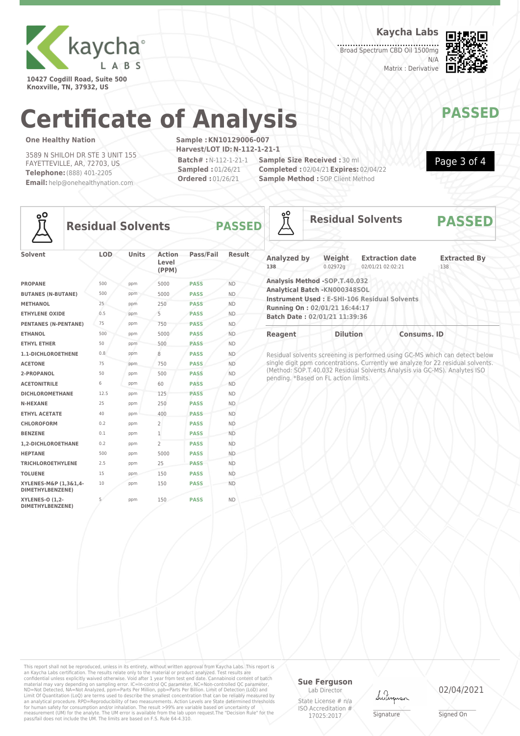**kaycha** LABS

10427 Cogdill Road, Suite 500
Knoxville, TN, 37932, US

**Kaycha Labs**
Broad Spectrum CBD Oil 1500mg
N/A
Matrix : Derivative

# Certificate of Analysis

**PASSED**

**One Healthy Nation**

3589 N SHILOH DR STE 3 UNIT 155
FAYETTEVILLE, AR, 72703, US
**Telephone:** (888) 401-2205
**Email:** help@onehealthynation.com

**Sample : KN10129006-007**
**Harvest/LOT ID: N-112-1-21-1**
**Batch# :** N-112-1-21-1
**Sampled :** 01/26/21
**Ordered :** 01/26/21
**Sample Size Received :** 30 ml
**Completed :** 02/04/21 **Expires:** 02/04/22
**Sample Method :** SOP Client Method

## Residual Solvents — PASSED

| Solvent | LOD | Units | Action Level (PPM) | Pass/Fail | Result |
|---|---|---|---|---|---|
| PROPANE | 500 | ppm | 5000 | PASS | ND |
| BUTANES (N-BUTANE) | 500 | ppm | 5000 | PASS | ND |
| METHANOL | 25 | ppm | 250 | PASS | ND |
| ETHYLENE OXIDE | 0.5 | ppm | 5 | PASS | ND |
| PENTANES (N-PENTANE) | 75 | ppm | 750 | PASS | ND |
| ETHANOL | 500 | ppm | 5000 | PASS | ND |
| ETHYL ETHER | 50 | ppm | 500 | PASS | ND |
| 1.1-DICHLOROETHENE | 0.8 | ppm | 8 | PASS | ND |
| ACETONE | 75 | ppm | 750 | PASS | ND |
| 2-PROPANOL | 50 | ppm | 500 | PASS | ND |
| ACETONITRILE | 6 | ppm | 60 | PASS | ND |
| DICHLOROMETHANE | 12.5 | ppm | 125 | PASS | ND |
| N-HEXANE | 25 | ppm | 250 | PASS | ND |
| ETHYL ACETATE | 40 | ppm | 400 | PASS | ND |
| CHLOROFORM | 0.2 | ppm | 2 | PASS | ND |
| BENZENE | 0.1 | ppm | 1 | PASS | ND |
| 1,2-DICHLOROETHANE | 0.2 | ppm | 2 | PASS | ND |
| HEPTANE | 500 | ppm | 5000 | PASS | ND |
| TRICHLOROETHYLENE | 2.5 | ppm | 25 | PASS | ND |
| TOLUENE | 15 | ppm | 150 | PASS | ND |
| XYLENES-M&P (1,3&1,4-DIMETHYLBENZENE) | 10 | ppm | 150 | PASS | ND |
| XYLENES-O (1,2-DIMETHYLBENZENE) | 5 | ppm | 150 | PASS | ND |

## Residual Solvents — PASSED

| Analyzed by | Weight | Extraction date | Extracted By |
|---|---|---|---|
| 138 | 0.02972g | 02/01/21 02:02:21 | 138 |

**Analysis Method -SOP.T.40.032**
**Analytical Batch -KN000348SOL**
**Instrument Used : E-SHI-106 Residual Solvents**
**Running On : 02/01/21 16:44:17**
**Batch Date : 02/01/21 11:39:36**

| Reagent | Dilution | Consums. ID |
|---|---|---|

Residual solvents screening is performed using GC-MS which can detect below single digit ppm concentrations. Currently we analyze for 22 residual solvents. (Method: SOP.T.40.032 Residual Solvents Analysis via GC-MS). Analytes ISO pending. *Based on FL action limits.

This report shall not be reproduced, unless in its entirety, without written approval from Kaycha Labs. This report is an Kaycha Labs certification. The results relate only to the material or product analyzed. Test results are confidential unless explicitly waived otherwise. Void after 1 year from test end date. Cannabinoid content of batch material may vary depending on sampling error. IC=In-control QC parameter, NC=Non-controlled QC parameter, ND=Not Detected, NA=Not Analyzed, ppm=Parts Per Million, ppb=Parts Per Billion. Limit of Detection (LoD) and Limit Of Quantitation (LoQ) are terms used to describe the smallest concentration that can be reliably measured by an analytical procedure. RPD=Reproducibility of two measurements. Action Levels are State determined thresholds for human safety for consumption and/or inhalation. The result >99% are variable based on uncertainty of measurement (UM) for the analyte. The UM error is available from the lab upon request.The "Decision Rule" for the pass/fail does not include the UM. The limits are based on F.S. Rule 64-4.310.

**Sue Ferguson**
Lab Director
State License # n/a
ISO Accreditation # 17025:2017

Signature

02/04/2021
Signed On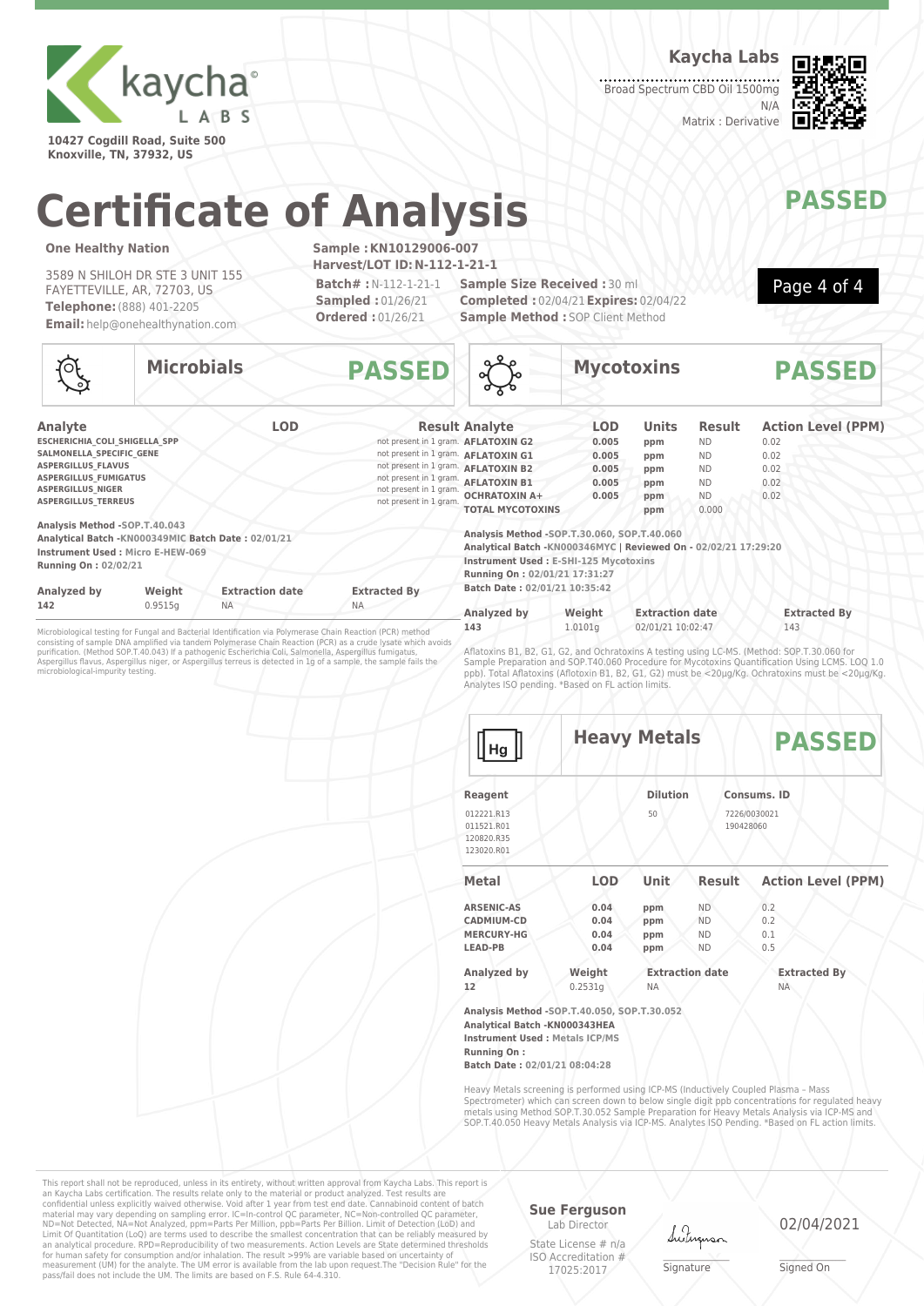**Kaycha Labs**

10427 Cogdill Road, Suite 500
Knoxville, TN, 37932, US

Broad Spectrum CBD Oil 1500mg
N/A
Matrix : Derivative

# Certificate of Analysis

**PASSED**

**One Healthy Nation**

3589 N SHILOH DR STE 3 UNIT 155
FAYETTEVILLE, AR, 72703, US
**Telephone:** (888) 401-2205
**Email:** help@onehealthynation.com

**Sample : KN10129006-007**
**Harvest/LOT ID: N-112-1-21-1**
**Batch# :** N-112-1-21-1
**Sampled :** 01/26/21
**Ordered :** 01/26/21
**Sample Size Received :** 30 ml
**Completed :** 02/04/21 **Expires:** 02/04/22
**Sample Method :** SOP Client Method

## Microbials — PASSED

| Analyte | LOD | Result |
|---|---|---|
| ESCHERICHIA_COLI_SHIGELLA_SPP | | not present in 1 gram. |
| SALMONELLA_SPECIFIC_GENE | | not present in 1 gram. |
| ASPERGILLUS_FLAVUS | | not present in 1 gram. |
| ASPERGILLUS_FUMIGATUS | | not present in 1 gram. |
| ASPERGILLUS_NIGER | | not present in 1 gram. |
| ASPERGILLUS_TERREUS | | not present in 1 gram. |

**Analysis Method -SOP.T.40.043**
**Analytical Batch -KN000349MIC Batch Date : 02/01/21**
**Instrument Used :** Micro E-HEW-069
**Running On :** 02/02/21

| Analyzed by | Weight | Extraction date | Extracted By |
|---|---|---|---|
| 142 | 0.9515g | NA | NA |

Microbiological testing for Fungal and Bacterial Identification via Polymerase Chain Reaction (PCR) method consisting of sample DNA amplified via tandem Polymerase Chain Reaction (PCR) as a crude lysate which avoids purification. (Method SOP.T.40.043) If a pathogenic Escherichia Coli, Salmonella, Aspergillus fumigatus, Aspergillus flavus, Aspergillus niger, or Aspergillus terreus is detected in 1g of a sample, the sample fails the microbiological-impurity testing.

## Mycotoxins — PASSED

| Analyte | LOD | Units | Result | Action Level (PPM) |
|---|---|---|---|---|
| AFLATOXIN G2 | 0.005 | ppm | ND | 0.02 |
| AFLATOXIN G1 | 0.005 | ppm | ND | 0.02 |
| AFLATOXIN B2 | 0.005 | ppm | ND | 0.02 |
| AFLATOXIN B1 | 0.005 | ppm | ND | 0.02 |
| OCHRATOXIN A+ | 0.005 | ppm | ND | 0.02 |
| TOTAL MYCOTOXINS | | ppm | 0.000 | |

**Analysis Method -SOP.T.30.060, SOP.T.40.060**
**Analytical Batch -KN000346MYC | Reviewed On - 02/02/21 17:29:20**
**Instrument Used :** E-SHI-125 Mycotoxins
**Running On : 02/01/21 17:31:27**
**Batch Date : 02/01/21 10:35:42**

| Analyzed by | Weight | Extraction date | Extracted By |
|---|---|---|---|
| 143 | 1.0101g | 02/01/21 10:02:47 | 143 |

Aflatoxins B1, B2, G1, G2, and Ochratoxins A testing using LC-MS. (Method: SOP.T.30.060 for Sample Preparation and SOP.T40.060 Procedure for Mycotoxins Quantification Using LCMS. LOQ 1.0 ppb). Total Aflatoxins (Aflotoxin B1, B2, G1, G2) must be <20µg/Kg. Ochratoxins must be <20µg/Kg. Analytes ISO pending. *Based on FL action limits.

## Heavy Metals — PASSED

| Reagent | Dilution | Consums. ID |
|---|---|---|
| 012221.R13 | 50 | 7226/0030021 |
| 011521.R01 | | 190428060 |
| 120820.R35 | | |
| 123020.R01 | | |

| Metal | LOD | Unit | Result | Action Level (PPM) |
|---|---|---|---|---|
| ARSENIC-AS | 0.04 | ppm | ND | 0.2 |
| CADMIUM-CD | 0.04 | ppm | ND | 0.2 |
| MERCURY-HG | 0.04 | ppm | ND | 0.1 |
| LEAD-PB | 0.04 | ppm | ND | 0.5 |

| Analyzed by | Weight | Extraction date | Extracted By |
|---|---|---|---|
| 12 | 0.2531g | NA | NA |

**Analysis Method -SOP.T.40.050, SOP.T.30.052**
**Analytical Batch -KN000343HEA**
**Instrument Used :** Metals ICP/MS
**Running On :**
**Batch Date : 02/01/21 08:04:28**

Heavy Metals screening is performed using ICP-MS (Inductively Coupled Plasma - Mass Spectrometer) which can screen down to below single digit ppb concentrations for regulated heavy metals using Method SOP.T.30.052 Sample Preparation for Heavy Metals Analysis via ICP-MS and SOP.T.40.050 Heavy Metals Analysis via ICP-MS. Analytes ISO Pending. *Based on FL action limits.

This report shall not be reproduced, unless in its entirety, without written approval from Kaycha Labs. This report is an Kaycha Labs certification. The results relate only to the material or product analyzed. Test results are confidential unless explicitly waived otherwise. Void after 1 year from test end date. Cannabinoid content of batch material may vary depending on sampling error. IC=In-control QC parameter, NC=Non-controlled QC parameter, ND=Not Detected, NA=Not Analyzed, ppm=Parts Per Million, ppb=Parts Per Billion. Limit of Detection (LoD) and Limit Of Quantitation (LoQ) are terms used to describe the smallest concentration that can be reliably measured by an analytical procedure. RPD=Reproducibility of two measurements. Action Levels are State determined thresholds for human safety for consumption and/or inhalation. The result >99% are variable based on uncertainty of measurement (UM) for the analyte. The UM error is available from the lab upon request.The "Decision Rule" for the pass/fail does not include the UM. The limits are based on F.S. Rule 64-4.310.

**Sue Ferguson**
Lab Director
State License # n/a
ISO Accreditation # 17025:2017

Signature

02/04/2021
Signed On